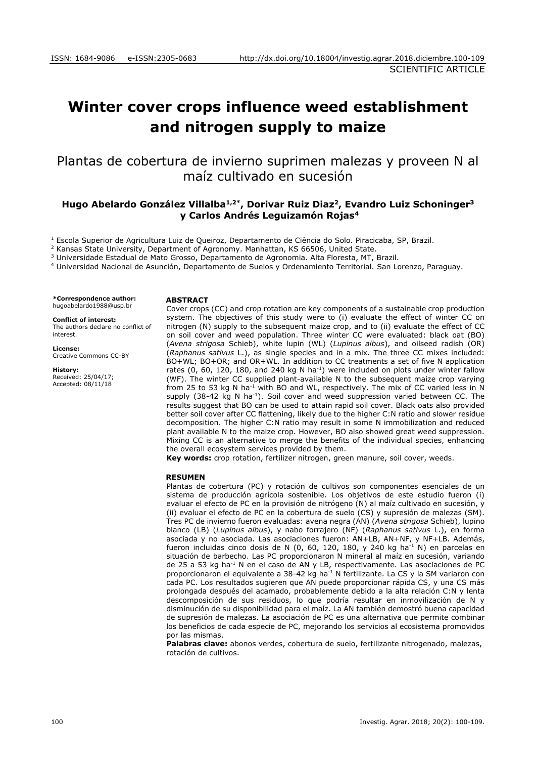ISSN: 1684-9086 e-ISSN:2305-0683 http://dx.doi.org/10.18004/investig.agrar.2018.diciembre.100-109

SCIENTIFIC ARTICLE

# Winter cover crops influence weed establishment and nitrogen supply to maize

## Plantas de cobertura de invierno suprimen malezas y proveen N al maíz cultivado en sucesión

**Hugo Abelardo González Villalba[1,2*], Dorivar Ruiz Diaz[2], Evandro Luiz Schoninger[3] y Carlos Andrés Leguizamón Rojas[4]**

[1] Escola Superior de Agricultura Luiz de Queiroz, Departamento de Ciência do Solo. Piracicaba, SP, Brazil.

[2] Kansas State University, Department of Agronomy. Manhattan, KS 66506, United State.

[3] Universidade Estadual de Mato Grosso, Departamento de Agronomia. Alta Floresta, MT, Brazil.

[4] Universidad Nacional de Asunción, Departamento de Suelos y Ordenamiento Territorial. San Lorenzo, Paraguay.

**\*Correspondence author:**
hugoabelardo1988@usp.br

**Conflict of interest:**
The authors declare no conflict of interest.

**License:**
Creative Commons CC-BY

**History:**
Received: 25/04/17;
Accepted: 08/11/18

### ABSTRACT

Cover crops (CC) and crop rotation are key components of a sustainable crop production system. The objectives of this study were to (i) evaluate the effect of winter CC on nitrogen (N) supply to the subsequent maize crop, and to (ii) evaluate the effect of CC on soil cover and weed population. Three winter CC were evaluated: black oat (BO) (*Avena strigosa* Schieb), white lupin (WL) (*Lupinus albus*), and oilseed radish (OR) (*Raphanus sativus* L.), as single species and in a mix. The three CC mixes included: BO+WL; BO+OR; and OR+WL. In addition to CC treatments a set of five N application rates (0, 60, 120, 180, and 240 kg N ha$^{-1}$) were included on plots under winter fallow (WF). The winter CC supplied plant-available N to the subsequent maize crop varying from 25 to 53 kg N ha$^{-1}$ with BO and WL, respectively. The mix of CC varied less in N supply (38-42 kg N ha$^{-1}$). Soil cover and weed suppression varied between CC. The results suggest that BO can be used to attain rapid soil cover. Black oats also provided better soil cover after CC flattening, likely due to the higher C:N ratio and slower residue decomposition. The higher C:N ratio may result in some N immobilization and reduced plant available N to the maize crop. However, BO also showed great weed suppression. Mixing CC is an alternative to merge the benefits of the individual species, enhancing the overall ecosystem services provided by them.

**Key words:** crop rotation, fertilizer nitrogen, green manure, soil cover, weeds.

### RESUMEN

Plantas de cobertura (PC) y rotación de cultivos son componentes esenciales de un sistema de producción agrícola sostenible. Los objetivos de este estudio fueron (i) evaluar el efecto de PC en la provisión de nitrógeno (N) al maíz cultivado en sucesión, y (ii) evaluar el efecto de PC en la cobertura de suelo (CS) y supresión de malezas (SM). Tres PC de invierno fueron evaluadas: avena negra (AN) (*Avena strigosa* Schieb), lupino blanco (LB) (*Lupinus albus*), y nabo forrajero (NF) (*Raphanus sativus* L.), en forma asociada y no asociada. Las asociaciones fueron: AN+LB, AN+NF, y NF+LB. Además, fueron incluidas cinco dosis de N (0, 60, 120, 180, y 240 kg ha$^{-1}$ N) en parcelas en situación de barbecho. Las PC proporcionaron N mineral al maíz en sucesión, variando de 25 a 53 kg ha$^{-1}$ N en el caso de AN y LB, respectivamente. Las asociaciones de PC proporcionaron el equivalente a 38-42 kg ha$^{-1}$ N fertilizante. La CS y la SM variaron con cada PC. Los resultados sugirieron que AN puede proporcionar rápida CS, y una CS más prolongada después del acamado, probablemente debido a la alta relación C:N y lenta descomposición de sus residuos, lo que podría resultar en inmovilización de N y disminución de su disponibilidad para el maíz. La AN también demostró buena capacidad de supresión de malezas. La asociación de PC es una alternativa que permite combinar los beneficios de cada especie de PC, mejorando los servicios al ecosistema promovidos por las mismas.

**Palabras clave:** abonos verdes, cobertura de suelo, fertilizante nitrogenado, malezas, rotación de cultivos.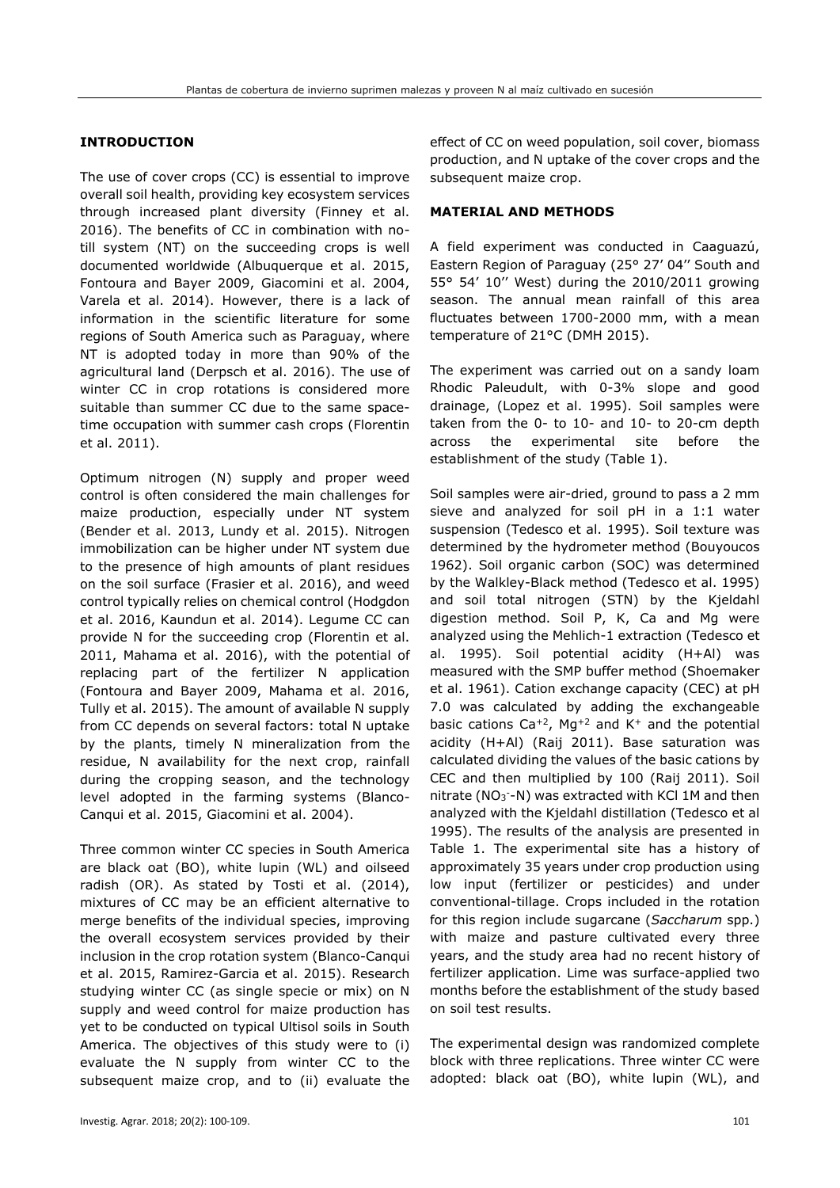## INTRODUCTION

The use of cover crops (CC) is essential to improve overall soil health, providing key ecosystem services through increased plant diversity (Finney et al. 2016). The benefits of CC in combination with no-till system (NT) on the succeeding crops is well documented worldwide (Albuquerque et al. 2015, Fontoura and Bayer 2009, Giacomini et al. 2004, Varela et al. 2014). However, there is a lack of information in the scientific literature for some regions of South America such as Paraguay, where NT is adopted today in more than 90% of the agricultural land (Derpsch et al. 2016). The use of winter CC in crop rotations is considered more suitable than summer CC due to the same space-time occupation with summer cash crops (Florentin et al. 2011).

Optimum nitrogen (N) supply and proper weed control is often considered the main challenges for maize production, especially under NT system (Bender et al. 2013, Lundy et al. 2015). Nitrogen immobilization can be higher under NT system due to the presence of high amounts of plant residues on the soil surface (Frasier et al. 2016), and weed control typically relies on chemical control (Hodgdon et al. 2016, Kaundun et al. 2014). Legume CC can provide N for the succeeding crop (Florentin et al. 2011, Mahama et al. 2016), with the potential of replacing part of the fertilizer N application (Fontoura and Bayer 2009, Mahama et al. 2016, Tully et al. 2015). The amount of available N supply from CC depends on several factors: total N uptake by the plants, timely N mineralization from the residue, N availability for the next crop, rainfall during the cropping season, and the technology level adopted in the farming systems (Blanco-Canqui et al. 2015, Giacomini et al. 2004).

Three common winter CC species in South America are black oat (BO), white lupin (WL) and oilseed radish (OR). As stated by Tosti et al. (2014), mixtures of CC may be an efficient alternative to merge benefits of the individual species, improving the overall ecosystem services provided by their inclusion in the crop rotation system (Blanco-Canqui et al. 2015, Ramirez-Garcia et al. 2015). Research studying winter CC (as single specie or mix) on N supply and weed control for maize production has yet to be conducted on typical Ultisol soils in South America. The objectives of this study were to (i) evaluate the N supply from winter CC to the subsequent maize crop, and to (ii) evaluate the effect of CC on weed population, soil cover, biomass production, and N uptake of the cover crops and the subsequent maize crop.

## MATERIAL AND METHODS

A field experiment was conducted in Caaguazú, Eastern Region of Paraguay (25° 27' 04'' South and 55° 54' 10'' West) during the 2010/2011 growing season. The annual mean rainfall of this area fluctuates between 1700-2000 mm, with a mean temperature of 21°C (DMH 2015).

The experiment was carried out on a sandy loam Rhodic Paleudult, with 0-3% slope and good drainage, (Lopez et al. 1995). Soil samples were taken from the 0- to 10- and 10- to 20-cm depth across the experimental site before the establishment of the study (Table 1).

Soil samples were air-dried, ground to pass a 2 mm sieve and analyzed for soil pH in a 1:1 water suspension (Tedesco et al. 1995). Soil texture was determined by the hydrometer method (Bouyoucos 1962). Soil organic carbon (SOC) was determined by the Walkley-Black method (Tedesco et al. 1995) and soil total nitrogen (STN) by the Kjeldahl digestion method. Soil P, K, Ca and Mg were analyzed using the Mehlich-1 extraction (Tedesco et al. 1995). Soil potential acidity (H+Al) was measured with the SMP buffer method (Shoemaker et al. 1961). Cation exchange capacity (CEC) at pH 7.0 was calculated by adding the exchangeable basic cations $Ca^{+2}$, $Mg^{+2}$ and $K^{+}$ and the potential acidity (H+Al) (Raij 2011). Base saturation was calculated dividing the values of the basic cations by CEC and then multiplied by 100 (Raij 2011). Soil nitrate ($NO_3^-$-N) was extracted with KCl 1M and then analyzed with the Kjeldahl distillation (Tedesco et al 1995). The results of the analysis are presented in Table 1. The experimental site has a history of approximately 35 years under crop production using low input (fertilizer or pesticides) and under conventional-tillage. Crops included in the rotation for this region include sugarcane (*Saccharum* spp.) with maize and pasture cultivated every three years, and the study area had no recent history of fertilizer application. Lime was surface-applied two months before the establishment of the study based on soil test results.

The experimental design was randomized complete block with three replications. Three winter CC were adopted: black oat (BO), white lupin (WL), and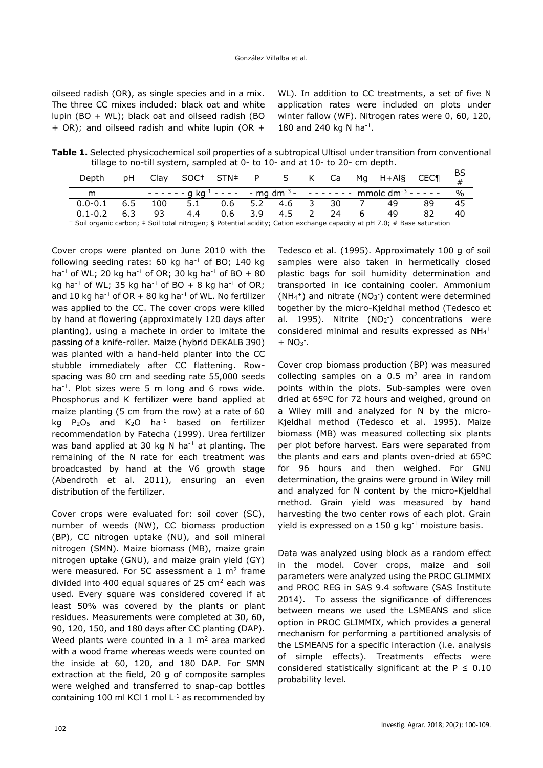oilseed radish (OR), as single species and in a mix. The three CC mixes included: black oat and white lupin (BO + WL); black oat and oilseed radish (BO + OR); and oilseed radish and white lupin (OR + WL). In addition to CC treatments, a set of five N application rates were included on plots under winter fallow (WF). Nitrogen rates were 0, 60, 120, 180 and 240 kg N $ha^{-1}$.

**Table 1.** Selected physicochemical soil properties of a subtropical Ultisol under transition from conventional tillage to no-till system, sampled at 0- to 10- and at 10- to 20- cm depth.

| Depth | pH | Clay | SOC† | STN‡ | P | S | K | Ca | Mg | H+Al§ | CEC¶ | BS # |
|---|---|---|---|---|---|---|---|---|---|---|---|---|
| m | | - - - - - - g $kg^{-1}$ - - - - | | | - mg $dm^{-3}$ - | | - - - - - - - mmolc $dm^{-3}$ - - - - - | | | | | % |
| 0.0-0.1 | 6.5 | 100 | 5.1 | 0.6 | 5.2 | 4.6 | 3 | 30 | 7 | 49 | 89 | 45 |
| 0.1-0.2 | 6.3 | 93 | 4.4 | 0.6 | 3.9 | 4.5 | 2 | 24 | 6 | 49 | 82 | 40 |

† Soil organic carbon; ‡ Soil total nitrogen; § Potential acidity; Cation exchange capacity at pH 7.0; # Base saturation

Cover crops were planted on June 2010 with the following seeding rates: 60 kg $ha^{-1}$ of BO; 140 kg $ha^{-1}$ of WL; 20 kg $ha^{-1}$ of OR; 30 kg $ha^{-1}$ of BO + 80 kg $ha^{-1}$ of WL; 35 kg $ha^{-1}$ of BO + 8 kg $ha^{-1}$ of OR; and 10 kg $ha^{-1}$ of OR + 80 kg $ha^{-1}$ of WL. No fertilizer was applied to the CC. The cover crops were killed by hand at flowering (approximately 120 days after planting), using a machete in order to imitate the passing of a knife-roller. Maize (hybrid DEKALB 390) was planted with a hand-held planter into the CC stubble immediately after CC flattening. Row-spacing was 80 cm and seeding rate 55,000 seeds $ha^{-1}$. Plot sizes were 5 m long and 6 rows wide. Phosphorus and K fertilizer were band applied at maize planting (5 cm from the row) at a rate of 60 kg $P_2O_5$ and $K_2O$ $ha^{-1}$ based on fertilizer recommendation by Fatecha (1999). Urea fertilizer was band applied at 30 kg N $ha^{-1}$ at planting. The remaining of the N rate for each treatment was broadcasted by hand at the V6 growth stage (Abendroth et al. 2011), ensuring an even distribution of the fertilizer.

Cover crops were evaluated for: soil cover (SC), number of weeds (NW), CC biomass production (BP), CC nitrogen uptake (NU), and soil mineral nitrogen (SMN). Maize biomass (MB), maize grain nitrogen uptake (GNU), and maize grain yield (GY) were measured. For SC assessment a 1 $m^2$ frame divided into 400 equal squares of 25 $cm^2$ each was used. Every square was considered covered if at least 50% was covered by the plants or plant residues. Measurements were completed at 30, 60, 90, 120, 150, and 180 days after CC planting (DAP). Weed plants were counted in a 1 $m^2$ area marked with a wood frame whereas weeds were counted on the inside at 60, 120, and 180 DAP. For SMN extraction at the field, 20 g of composite samples were weighed and transferred to snap-cap bottles containing 100 ml KCl 1 mol $L^{-1}$ as recommended by Tedesco et al. (1995). Approximately 100 g of soil samples were also taken in hermetically closed plastic bags for soil humidity determination and transported in ice containing cooler. Ammonium ($NH_4^+$) and nitrate ($NO_3^-$) content were determined together by the micro-Kjeldhal method (Tedesco et al. 1995). Nitrite ($NO_2^-$) concentrations were considered minimal and results expressed as $NH_4^+$ + $NO_3^-$.

Cover crop biomass production (BP) was measured collecting samples on a 0.5 $m^2$ area in random points within the plots. Sub-samples were oven dried at 65ºC for 72 hours and weighed, ground on a Wiley mill and analyzed for N by the micro-Kjeldhal method (Tedesco et al. 1995). Maize biomass (MB) was measured collecting six plants per plot before harvest. Ears were separated from the plants and ears and plants oven-dried at 65ºC for 96 hours and then weighed. For GNU determination, the grains were ground in Wiley mill and analyzed for N content by the micro-Kjeldhal method. Grain yield was measured by hand harvesting the two center rows of each plot. Grain yield is expressed on a 150 g $kg^{-1}$ moisture basis.

Data was analyzed using block as a random effect in the model. Cover crops, maize and soil parameters were analyzed using the PROC GLIMMIX and PROC REG in SAS 9.4 software (SAS Institute 2014). To assess the significance of differences between means we used the LSMEANS and slice option in PROC GLIMMIX, which provides a general mechanism for performing a partitioned analysis of the LSMEANS for a specific interaction (i.e. analysis of simple effects). Treatments effects were considered statistically significant at the $P \leq 0.10$ probability level.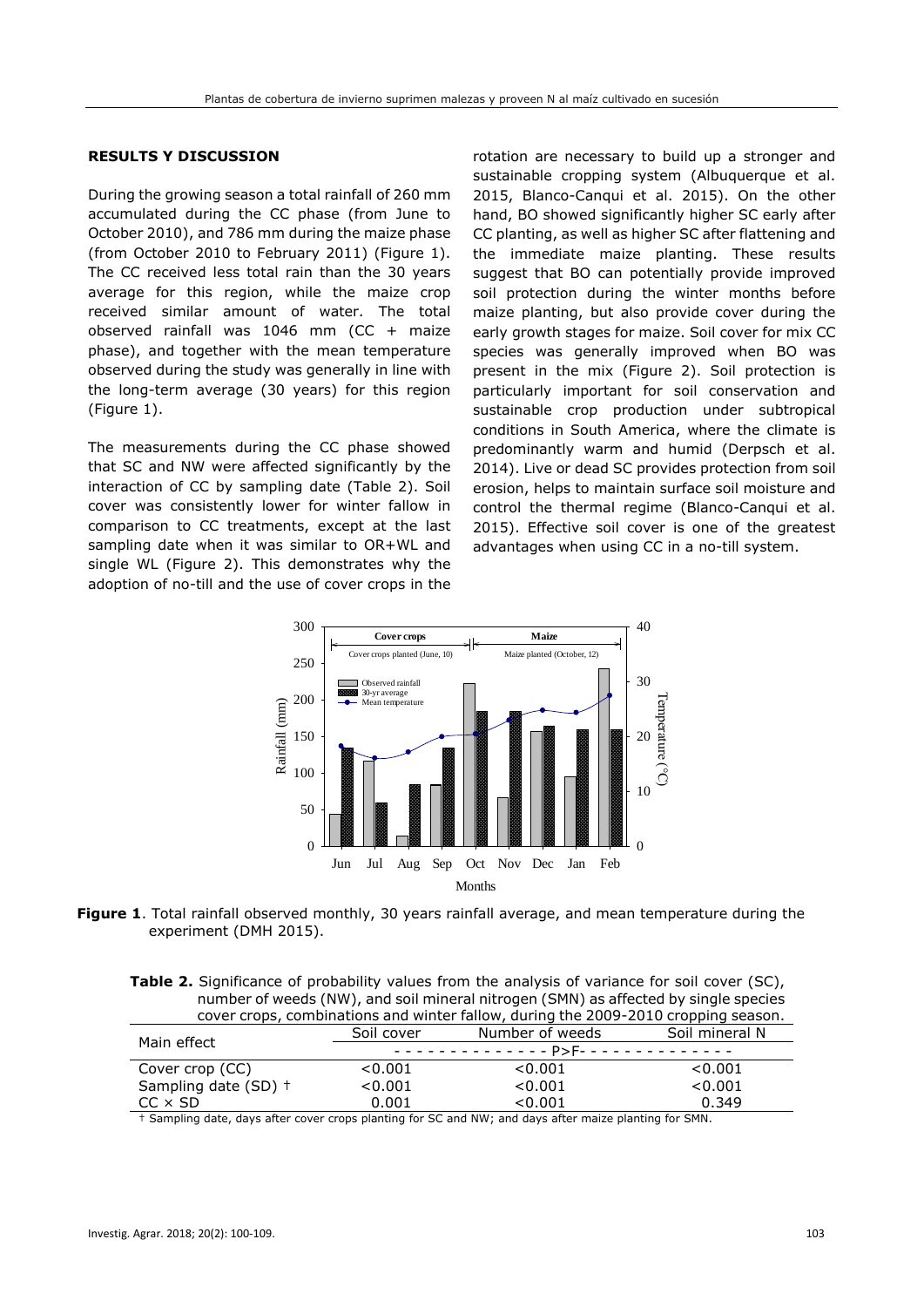## RESULTS Y DISCUSSION

During the growing season a total rainfall of 260 mm accumulated during the CC phase (from June to October 2010), and 786 mm during the maize phase (from October 2010 to February 2011) (Figure 1). The CC received less total rain than the 30 years average for this region, while the maize crop received similar amount of water. The total observed rainfall was 1046 mm (CC + maize phase), and together with the mean temperature observed during the study was generally in line with the long-term average (30 years) for this region (Figure 1).

The measurements during the CC phase showed that SC and NW were affected significantly by the interaction of CC by sampling date (Table 2). Soil cover was consistently lower for winter fallow in comparison to CC treatments, except at the last sampling date when it was similar to OR+WL and single WL (Figure 2). This demonstrates why the adoption of no-till and the use of cover crops in the rotation are necessary to build up a stronger and sustainable cropping system (Albuquerque et al. 2015, Blanco-Canqui et al. 2015). On the other hand, BO showed significantly higher SC early after CC planting, as well as higher SC after flattening and the immediate maize planting. These results suggest that BO can potentially provide improved soil protection during the winter months before maize planting, but also provide cover during the early growth stages for maize. Soil cover for mix CC species was generally improved when BO was present in the mix (Figure 2). Soil protection is particularly important for soil conservation and sustainable crop production under subtropical conditions in South America, where the climate is predominantly warm and humid (Derpsch et al. 2014). Live or dead SC provides protection from soil erosion, helps to maintain surface soil moisture and control the thermal regime (Blanco-Canqui et al. 2015). Effective soil cover is one of the greatest advantages when using CC in a no-till system.

**Figure 1**. Total rainfall observed monthly, 30 years rainfall average, and mean temperature during the experiment (DMH 2015).

**Table 2.** Significance of probability values from the analysis of variance for soil cover (SC), number of weeds (NW), and soil mineral nitrogen (SMN) as affected by single species cover crops, combinations and winter fallow, during the 2009-2010 cropping season.

| Main effect | Soil cover | Number of weeds | Soil mineral N |
|---|---|---|---|
| | | P>F | |
| Cover crop (CC) | <0.001 | <0.001 | <0.001 |
| Sampling date (SD) † | <0.001 | <0.001 | <0.001 |
| CC × SD | 0.001 | <0.001 | 0.349 |

† Sampling date, days after cover crops planting for SC and NW; and days after maize planting for SMN.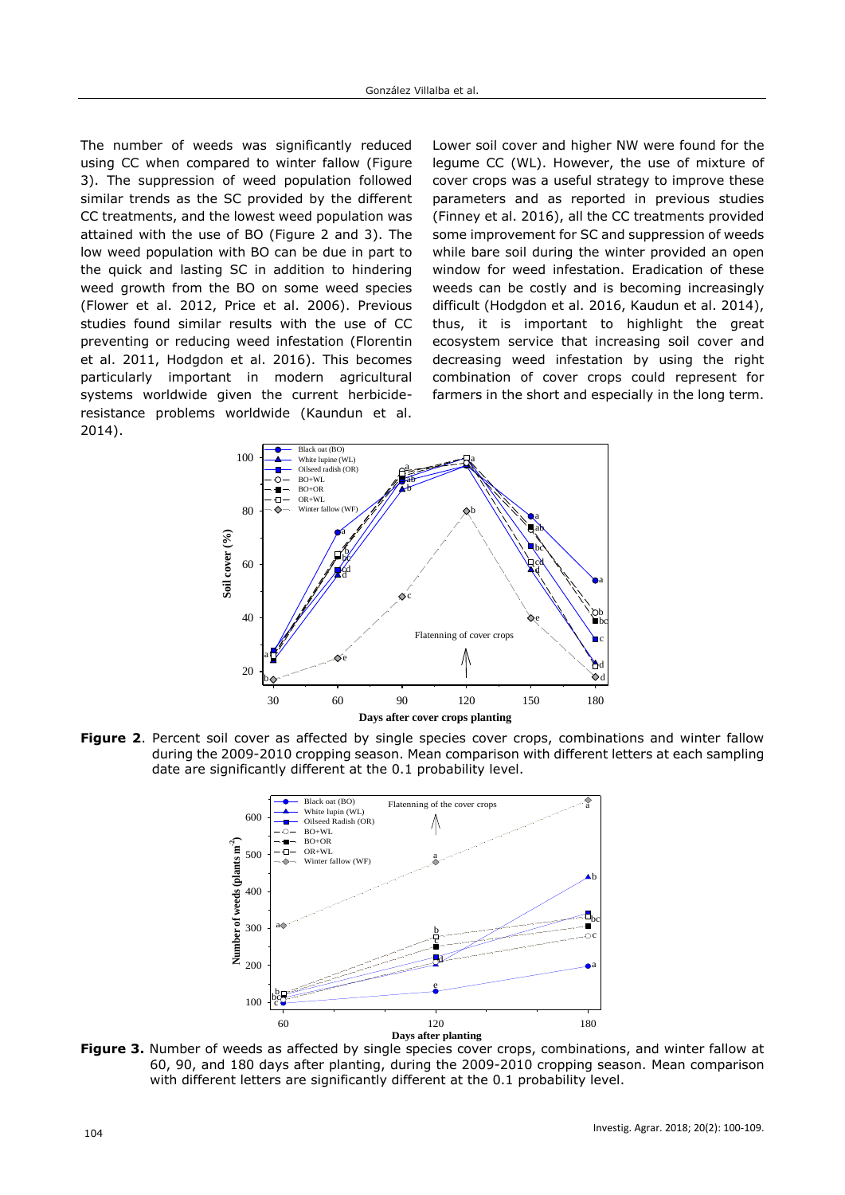The number of weeds was significantly reduced using CC when compared to winter fallow (Figure 3). The suppression of weed population followed similar trends as the SC provided by the different CC treatments, and the lowest weed population was attained with the use of BO (Figure 2 and 3). The low weed population with BO can be due in part to the quick and lasting SC in addition to hindering weed growth from the BO on some weed species (Flower et al. 2012, Price et al. 2006). Previous studies found similar results with the use of CC preventing or reducing weed infestation (Florentin et al. 2011, Hodgdon et al. 2016). This becomes particularly important in modern agricultural systems worldwide given the current herbicide-resistance problems worldwide (Kaundun et al. 2014).

Lower soil cover and higher NW were found for the legume CC (WL). However, the use of mixture of cover crops was a useful strategy to improve these parameters and as reported in previous studies (Finney et al. 2016), all the CC treatments provided some improvement for SC and suppression of weeds while bare soil during the winter provided an open window for weed infestation. Eradication of these weeds can be costly and is becoming increasingly difficult (Hodgdon et al. 2016, Kaudun et al. 2014), thus, it is important to highlight the great ecosystem service that increasing soil cover and decreasing weed infestation by using the right combination of cover crops could represent for farmers in the short and especially in the long term.

**Figure 2**. Percent soil cover as affected by single species cover crops, combinations and winter fallow during the 2009-2010 cropping season. Mean comparison with different letters at each sampling date are significantly different at the 0.1 probability level.

**Figure 3.** Number of weeds as affected by single species cover crops, combinations, and winter fallow at 60, 90, and 180 days after planting, during the 2009-2010 cropping season. Mean comparison with different letters are significantly different at the 0.1 probability level.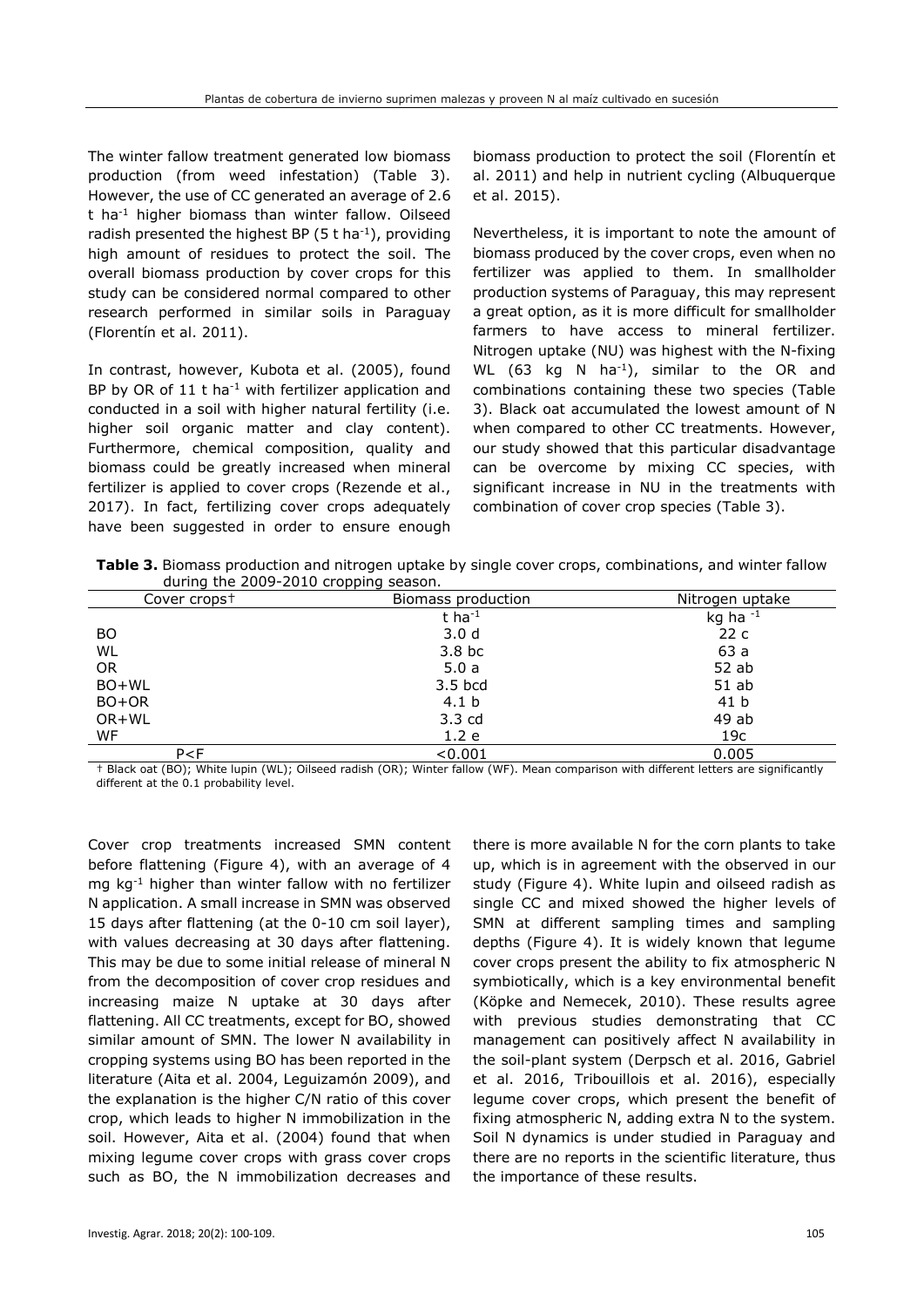The winter fallow treatment generated low biomass production (from weed infestation) (Table 3). However, the use of CC generated an average of 2.6 t ha$^{-1}$ higher biomass than winter fallow. Oilseed radish presented the highest BP (5 t ha$^{-1}$), providing high amount of residues to protect the soil. The overall biomass production by cover crops for this study can be considered normal compared to other research performed in similar soils in Paraguay (Florentín et al. 2011).

In contrast, however, Kubota et al. (2005), found BP by OR of 11 t ha$^{-1}$ with fertilizer application and conducted in a soil with higher natural fertility (i.e. higher soil organic matter and clay content). Furthermore, chemical composition, quality and biomass could be greatly increased when mineral fertilizer is applied to cover crops (Rezende et al., 2017). In fact, fertilizing cover crops adequately have been suggested in order to ensure enough biomass production to protect the soil (Florentín et al. 2011) and help in nutrient cycling (Albuquerque et al. 2015).

Nevertheless, it is important to note the amount of biomass produced by the cover crops, even when no fertilizer was applied to them. In smallholder production systems of Paraguay, this may represent a great option, as it is more difficult for smallholder farmers to have access to mineral fertilizer. Nitrogen uptake (NU) was highest with the N-fixing WL (63 kg N ha$^{-1}$), similar to the OR and combinations containing these two species (Table 3). Black oat accumulated the lowest amount of N when compared to other CC treatments. However, our study showed that this particular disadvantage can be overcome by mixing CC species, with significant increase in NU in the treatments with combination of cover crop species (Table 3).

**Table 3.** Biomass production and nitrogen uptake by single cover crops, combinations, and winter fallow during the 2009-2010 cropping season.

| Cover crops† | Biomass production | Nitrogen uptake |
|---|---|---|
| | t ha$^{-1}$ | kg ha $^{-1}$ |
| BO | 3.0 d | 22 c |
| WL | 3.8 bc | 63 a |
| OR | 5.0 a | 52 ab |
| BO+WL | 3.5 bcd | 51 ab |
| BO+OR | 4.1 b | 41 b |
| OR+WL | 3.3 cd | 49 ab |
| WF | 1.2 e | 19c |
| P<F | <0.001 | 0.005 |

† Black oat (BO); White lupin (WL); Oilseed radish (OR); Winter fallow (WF). Mean comparison with different letters are significantly different at the 0.1 probability level.

Cover crop treatments increased SMN content before flattening (Figure 4), with an average of 4 mg kg$^{-1}$ higher than winter fallow with no fertilizer N application. A small increase in SMN was observed 15 days after flattening (at the 0-10 cm soil layer), with values decreasing at 30 days after flattening. This may be due to some initial release of mineral N from the decomposition of cover crop residues and increasing maize N uptake at 30 days after flattening. All CC treatments, except for BO, showed similar amount of SMN. The lower N availability in cropping systems using BO has been reported in the literature (Aita et al. 2004, Leguizamón 2009), and the explanation is the higher C/N ratio of this cover crop, which leads to higher N immobilization in the soil. However, Aita et al. (2004) found that when mixing legume cover crops with grass cover crops such as BO, the N immobilization decreases and there is more available N for the corn plants to take up, which is in agreement with the observed in our study (Figure 4). White lupin and oilseed radish as single CC and mixed showed the higher levels of SMN at different sampling times and sampling depths (Figure 4). It is widely known that legume cover crops present the ability to fix atmospheric N symbiotically, which is a key environmental benefit (Köpke and Nemecek, 2010). These results agree with previous studies demonstrating that CC management can positively affect N availability in the soil-plant system (Derpsch et al. 2016, Gabriel et al. 2016, Tribouillois et al. 2016), especially legume cover crops, which present the benefit of fixing atmospheric N, adding extra N to the system. Soil N dynamics is under studied in Paraguay and there are no reports in the scientific literature, thus the importance of these results.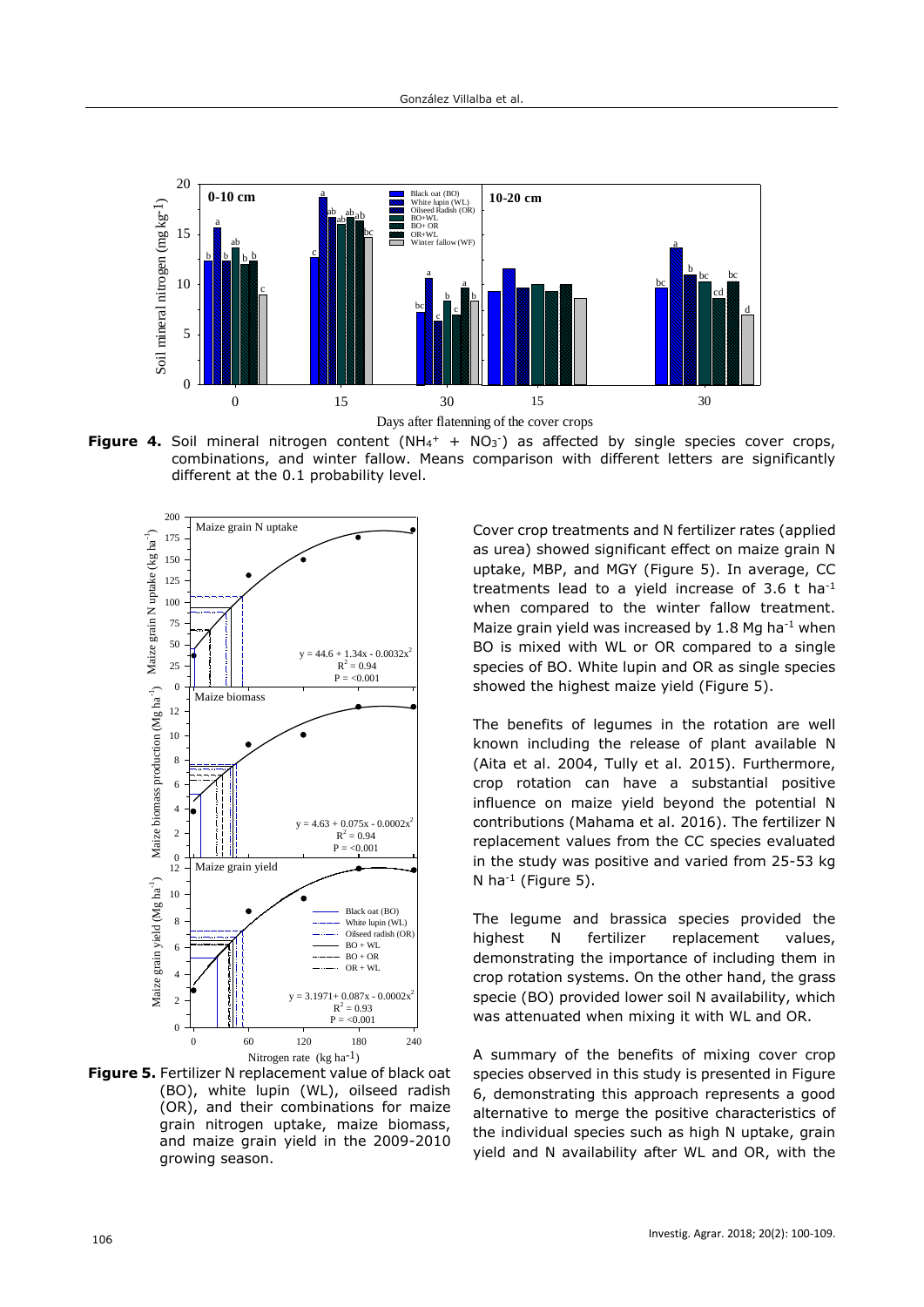**Figure 4.** Soil mineral nitrogen content ($NH_4^+$ + $NO_3^-$) as affected by single species cover crops, combinations, and winter fallow. Means comparison with different letters are significantly different at the 0.1 probability level.

**Figure 5.** Fertilizer N replacement value of black oat (BO), white lupin (WL), oilseed radish (OR), and their combinations for maize grain nitrogen uptake, maize biomass, and maize grain yield in the 2009-2010 growing season.

Cover crop treatments and N fertilizer rates (applied as urea) showed significant effect on maize grain N uptake, MBP, and MGY (Figure 5). In average, CC treatments lead to a yield increase of 3.6 t ha$^{-1}$ when compared to the winter fallow treatment. Maize grain yield was increased by 1.8 Mg ha$^{-1}$ when BO is mixed with WL or OR compared to a single species of BO. White lupin and OR as single species showed the highest maize yield (Figure 5).

The benefits of legumes in the rotation are well known including the release of plant available N (Aita et al. 2004, Tully et al. 2015). Furthermore, crop rotation can have a substantial positive influence on maize yield beyond the potential N contributions (Mahama et al. 2016). The fertilizer N replacement values from the CC species evaluated in the study was positive and varied from 25-53 kg N ha$^{-1}$ (Figure 5).

The legume and brassica species provided the highest N fertilizer replacement values, demonstrating the importance of including them in crop rotation systems. On the other hand, the grass specie (BO) provided lower soil N availability, which was attenuated when mixing it with WL and OR.

A summary of the benefits of mixing cover crop species observed in this study is presented in Figure 6, demonstrating this approach represents a good alternative to merge the positive characteristics of the individual species such as high N uptake, grain yield and N availability after WL and OR, with the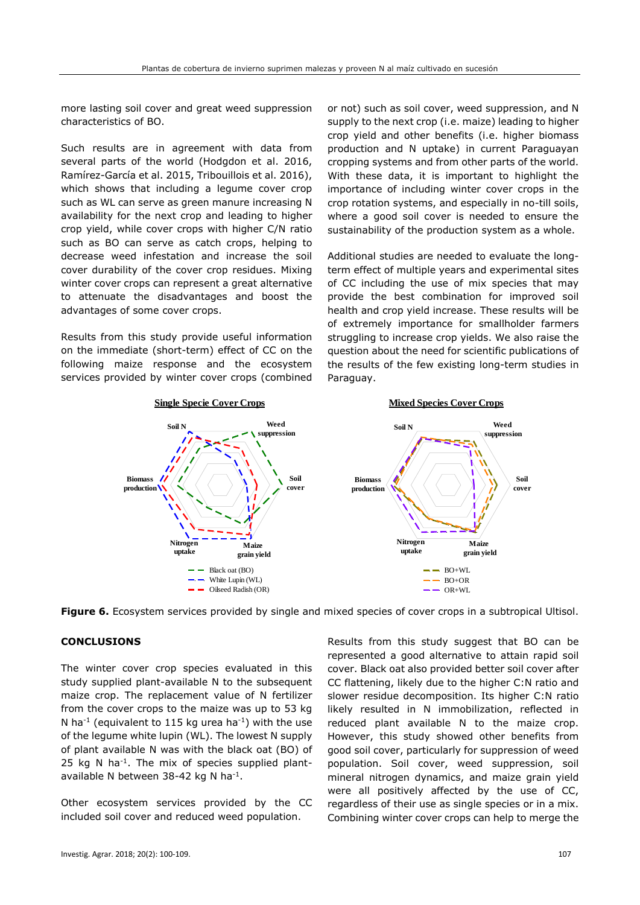more lasting soil cover and great weed suppression characteristics of BO.

Such results are in agreement with data from several parts of the world (Hodgdon et al. 2016, Ramírez-García et al. 2015, Tribouillois et al. 2016), which shows that including a legume cover crop such as WL can serve as green manure increasing N availability for the next crop and leading to higher crop yield, while cover crops with higher C/N ratio such as BO can serve as catch crops, helping to decrease weed infestation and increase the soil cover durability of the cover crop residues. Mixing winter cover crops can represent a great alternative to attenuate the disadvantages and boost the advantages of some cover crops.

Results from this study provide useful information on the immediate (short-term) effect of CC on the following maize response and the ecosystem services provided by winter cover crops (combined or not) such as soil cover, weed suppression, and N supply to the next crop (i.e. maize) leading to higher crop yield and other benefits (i.e. higher biomass production and N uptake) in current Paraguayan cropping systems and from other parts of the world. With these data, it is important to highlight the importance of including winter cover crops in the crop rotation systems, and especially in no-till soils, where a good soil cover is needed to ensure the sustainability of the production system as a whole.

Additional studies are needed to evaluate the long-term effect of multiple years and experimental sites of CC including the use of mix species that may provide the best combination for improved soil health and crop yield increase. These results will be of extremely importance for smallholder farmers struggling to increase crop yields. We also raise the question about the need for scientific publications of the results of the few existing long-term studies in Paraguay.

**Figure 6.** Ecosystem services provided by single and mixed species of cover crops in a subtropical Ultisol.

## CONCLUSIONS

The winter cover crop species evaluated in this study supplied plant-available N to the subsequent maize crop. The replacement value of N fertilizer from the cover crops to the maize was up to 53 kg N ha$^{-1}$ (equivalent to 115 kg urea ha$^{-1}$) with the use of the legume white lupin (WL). The lowest N supply of plant available N was with the black oat (BO) of 25 kg N ha$^{-1}$. The mix of species supplied plant-available N between 38-42 kg N ha$^{-1}$.

Other ecosystem services provided by the CC included soil cover and reduced weed population.

Results from this study suggest that BO can be represented a good alternative to attain rapid soil cover. Black oat also provided better soil cover after CC flattening, likely due to the higher C:N ratio and slower residue decomposition. Its higher C:N ratio likely resulted in N immobilization, reflected in reduced plant available N to the maize crop. However, this study showed other benefits from good soil cover, particularly for suppression of weed population. Soil cover, weed suppression, soil mineral nitrogen dynamics, and maize grain yield were all positively affected by the use of CC, regardless of their use as single species or in a mix. Combining winter cover crops can help to merge the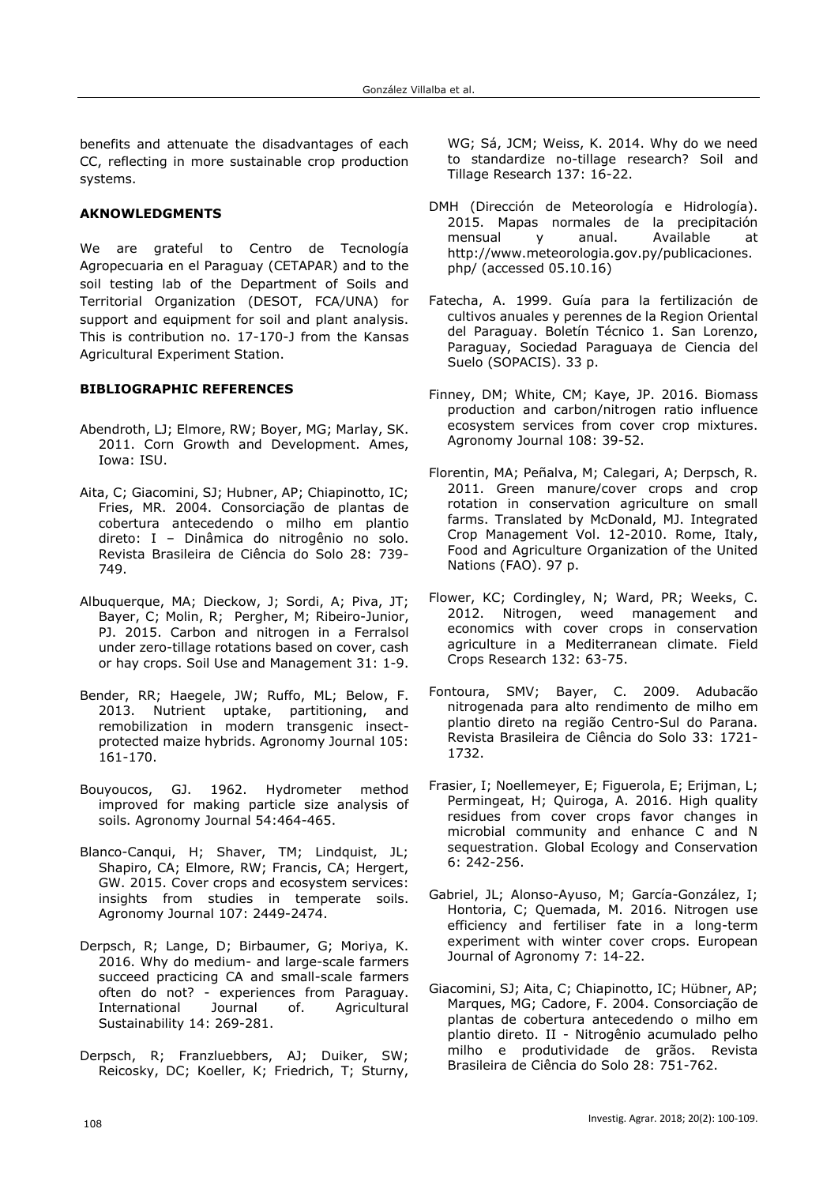benefits and attenuate the disadvantages of each CC, reflecting in more sustainable crop production systems.

## AKNOWLEDGMENTS

We are grateful to Centro de Tecnología Agropecuaria en el Paraguay (CETAPAR) and to the soil testing lab of the Department of Soils and Territorial Organization (DESOT, FCA/UNA) for support and equipment for soil and plant analysis. This is contribution no. 17-170-J from the Kansas Agricultural Experiment Station.

## BIBLIOGRAPHIC REFERENCES

Abendroth, LJ; Elmore, RW; Boyer, MG; Marlay, SK. 2011. Corn Growth and Development. Ames, Iowa: ISU.

Aita, C; Giacomini, SJ; Hubner, AP; Chiapinotto, IC; Fries, MR. 2004. Consorciação de plantas de cobertura antecedendo o milho em plantio direto: I – Dinâmica do nitrogênio no solo. Revista Brasileira de Ciência do Solo 28: 739-749.

Albuquerque, MA; Dieckow, J; Sordi, A; Piva, JT; Bayer, C; Molin, R; Pergher, M; Ribeiro-Junior, PJ. 2015. Carbon and nitrogen in a Ferralsol under zero-tillage rotations based on cover, cash or hay crops. Soil Use and Management 31: 1-9.

Bender, RR; Haegele, JW; Ruffo, ML; Below, F. 2013. Nutrient uptake, partitioning, and remobilization in modern transgenic insect-protected maize hybrids. Agronomy Journal 105: 161-170.

Bouyoucos, GJ. 1962. Hydrometer method improved for making particle size analysis of soils. Agronomy Journal 54:464-465.

Blanco-Canqui, H; Shaver, TM; Lindquist, JL; Shapiro, CA; Elmore, RW; Francis, CA; Hergert, GW. 2015. Cover crops and ecosystem services: insights from studies in temperate soils. Agronomy Journal 107: 2449-2474.

Derpsch, R; Lange, D; Birbaumer, G; Moriya, K. 2016. Why do medium- and large-scale farmers succeed practicing CA and small-scale farmers often do not? - experiences from Paraguay. International Journal of. Agricultural Sustainability 14: 269-281.

Derpsch, R; Franzluebbers, AJ; Duiker, SW; Reicosky, DC; Koeller, K; Friedrich, T; Sturny, WG; Sá, JCM; Weiss, K. 2014. Why do we need to standardize no-tillage research? Soil and Tillage Research 137: 16-22.

DMH (Dirección de Meteorología e Hidrología). 2015. Mapas normales de la precipitación mensual y anual. Available at http://www.meteorologia.gov.py/publicaciones.php/ (accessed 05.10.16)

Fatecha, A. 1999. Guía para la fertilización de cultivos anuales y perennes de la Region Oriental del Paraguay. Boletín Técnico 1. San Lorenzo, Paraguay, Sociedad Paraguaya de Ciencia del Suelo (SOPACIS). 33 p.

Finney, DM; White, CM; Kaye, JP. 2016. Biomass production and carbon/nitrogen ratio influence ecosystem services from cover crop mixtures. Agronomy Journal 108: 39-52.

Florentin, MA; Peñalva, M; Calegari, A; Derpsch, R. 2011. Green manure/cover crops and crop rotation in conservation agriculture on small farms. Translated by McDonald, MJ. Integrated Crop Management Vol. 12-2010. Rome, Italy, Food and Agriculture Organization of the United Nations (FAO). 97 p.

Flower, KC; Cordingley, N; Ward, PR; Weeks, C. 2012. Nitrogen, weed management and economics with cover crops in conservation agriculture in a Mediterranean climate. Field Crops Research 132: 63-75.

Fontoura, SMV; Bayer, C. 2009. Adubacão nitrogenada para alto rendimento de milho em plantio direto na região Centro-Sul do Parana. Revista Brasileira de Ciência do Solo 33: 1721-1732.

Frasier, I; Noellemeyer, E; Figuerola, E; Erijman, L; Permingeat, H; Quiroga, A. 2016. High quality residues from cover crops favor changes in microbial community and enhance C and N sequestration. Global Ecology and Conservation 6: 242-256.

Gabriel, JL; Alonso-Ayuso, M; García-González, I; Hontoria, C; Quemada, M. 2016. Nitrogen use efficiency and fertiliser fate in a long-term experiment with winter cover crops. European Journal of Agronomy 7: 14-22.

Giacomini, SJ; Aita, C; Chiapinotto, IC; Hübner, AP; Marques, MG; Cadore, F. 2004. Consorciação de plantas de cobertura antecedendo o milho em plantio direto. II - Nitrogênio acumulado pelho milho e produtividade de grãos. Revista Brasileira de Ciência do Solo 28: 751-762.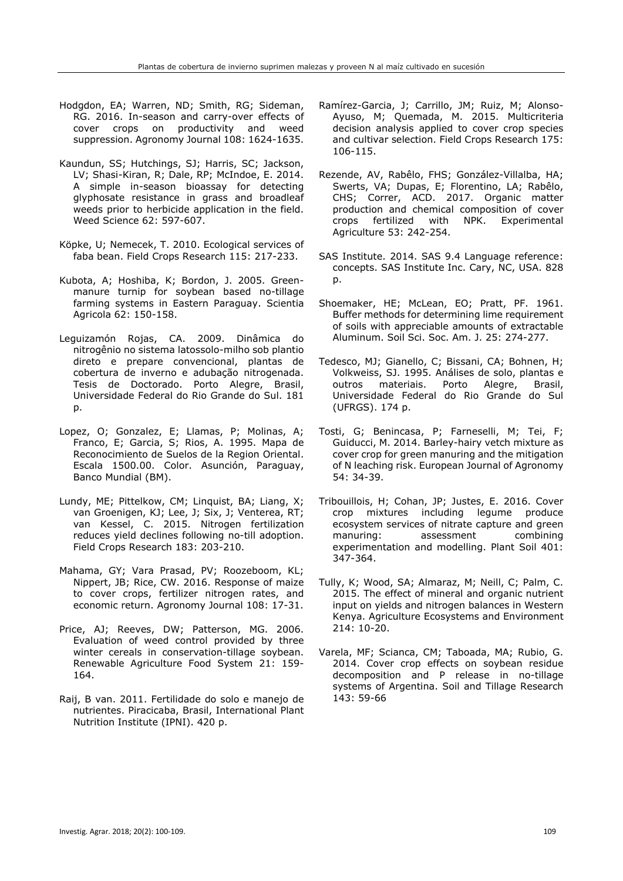Hodgdon, EA; Warren, ND; Smith, RG; Sideman, RG. 2016. In-season and carry-over effects of cover crops on productivity and weed suppression. Agronomy Journal 108: 1624-1635.

Kaundun, SS; Hutchings, SJ; Harris, SC; Jackson, LV; Shasi-Kiran, R; Dale, RP; McIndoe, E. 2014. A simple in-season bioassay for detecting glyphosate resistance in grass and broadleaf weeds prior to herbicide application in the field. Weed Science 62: 597-607.

Köpke, U; Nemecek, T. 2010. Ecological services of faba bean. Field Crops Research 115: 217-233.

Kubota, A; Hoshiba, K; Bordon, J. 2005. Green-manure turnip for soybean based no-tillage farming systems in Eastern Paraguay. Scientia Agricola 62: 150-158.

Leguizamón Rojas, CA. 2009. Dinâmica do nitrogênio no sistema latossolo-milho sob plantio direto e prepare convencional, plantas de cobertura de inverno e adubação nitrogenada. Tesis de Doctorado. Porto Alegre, Brasil, Universidade Federal do Rio Grande do Sul. 181 p.

Lopez, O; Gonzalez, E; Llamas, P; Molinas, A; Franco, E; Garcia, S; Rios, A. 1995. Mapa de Reconocimiento de Suelos de la Region Oriental. Escala 1500.00. Color. Asunción, Paraguay, Banco Mundial (BM).

Lundy, ME; Pittelkow, CM; Linquist, BA; Liang, X; van Groenigen, KJ; Lee, J; Six, J; Venterea, RT; van Kessel, C. 2015. Nitrogen fertilization reduces yield declines following no-till adoption. Field Crops Research 183: 203-210.

Mahama, GY; Vara Prasad, PV; Roozeboom, KL; Nippert, JB; Rice, CW. 2016. Response of maize to cover crops, fertilizer nitrogen rates, and economic return. Agronomy Journal 108: 17-31.

Price, AJ; Reeves, DW; Patterson, MG. 2006. Evaluation of weed control provided by three winter cereals in conservation-tillage soybean. Renewable Agriculture Food System 21: 159-164.

Raij, B van. 2011. Fertilidade do solo e manejo de nutrientes. Piracicaba, Brasil, International Plant Nutrition Institute (IPNI). 420 p.

Ramírez-Garcia, J; Carrillo, JM; Ruiz, M; Alonso-Ayuso, M; Quemada, M. 2015. Multicriteria decision analysis applied to cover crop species and cultivar selection. Field Crops Research 175: 106-115.

Rezende, AV, Rabêlo, FHS; González-Villalba, HA; Swerts, VA; Dupas, E; Florentino, LA; Rabêlo, CHS; Correr, ACD. 2017. Organic matter production and chemical composition of cover crops fertilized with NPK. Experimental Agriculture 53: 242-254.

SAS Institute. 2014. SAS 9.4 Language reference: concepts. SAS Institute Inc. Cary, NC, USA. 828 p.

Shoemaker, HE; McLean, EO; Pratt, PF. 1961. Buffer methods for determining lime requirement of soils with appreciable amounts of extractable Aluminum. Soil Sci. Soc. Am. J. 25: 274-277.

Tedesco, MJ; Gianello, C; Bissani, CA; Bohnen, H; Volkweiss, SJ. 1995. Análises de solo, plantas e outros materiais. Porto Alegre, Brasil, Universidade Federal do Rio Grande do Sul (UFRGS). 174 p.

Tosti, G; Benincasa, P; Farneselli, M; Tei, F; Guiducci, M. 2014. Barley-hairy vetch mixture as cover crop for green manuring and the mitigation of N leaching risk. European Journal of Agronomy 54: 34-39.

Tribouillois, H; Cohan, JP; Justes, E. 2016. Cover crop mixtures including legume produce ecosystem services of nitrate capture and green manuring: assessment combining experimentation and modelling. Plant Soil 401: 347-364.

Tully, K; Wood, SA; Almaraz, M; Neill, C; Palm, C. 2015. The effect of mineral and organic nutrient input on yields and nitrogen balances in Western Kenya. Agriculture Ecosystems and Environment 214: 10-20.

Varela, MF; Scianca, CM; Taboada, MA; Rubio, G. 2014. Cover crop effects on soybean residue decomposition and P release in no-tillage systems of Argentina. Soil and Tillage Research 143: 59-66